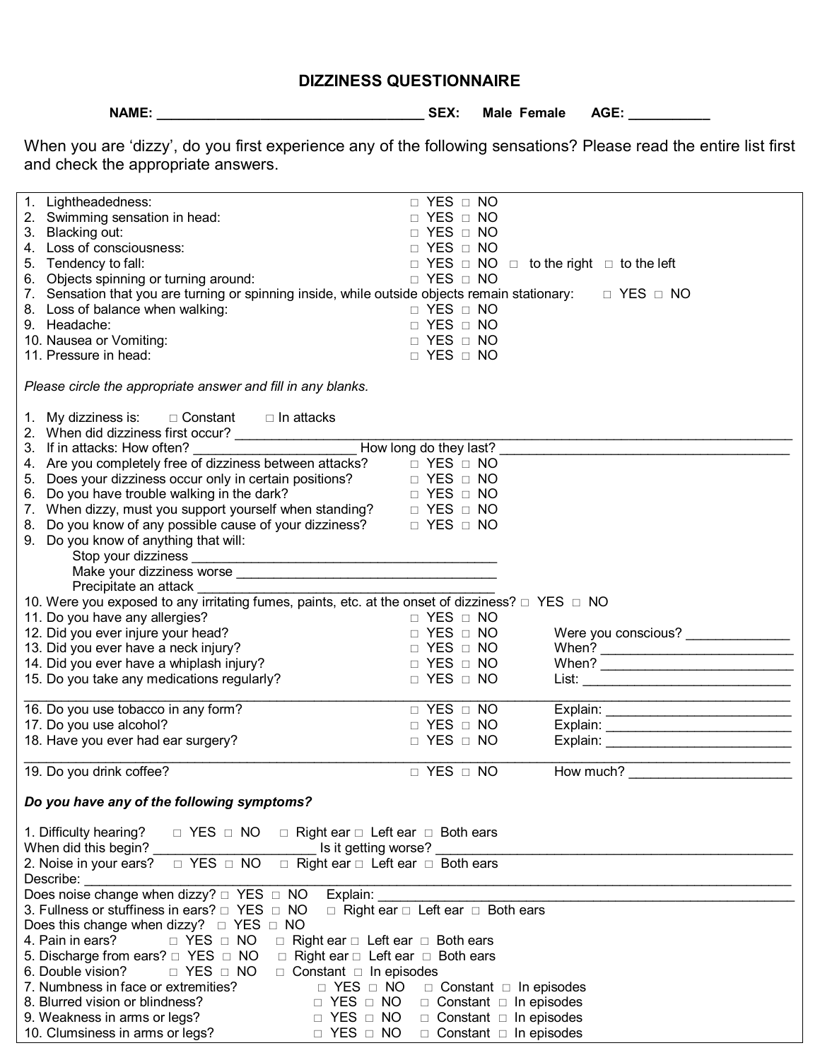# DIZZINESS QUESTIONNAIRE

**NAME: ___________________________________ SEX: Male Female AGE: ___________**

When you are 'dizzy', do you first experience any of the following sensations? Please read the entire list first and check the appropriate answers.

1. Lightheadedness: □ YES □ NO
2. Swimming sensation in head: □ YES □ NO
3. Blacking out: □ YES □ NO
4. Loss of consciousness: □ YES □ NO
5. Tendency to fall: □ YES □ NO □ to the right □ to the left
6. Objects spinning or turning around: □ YES □ NO
7. Sensation that you are turning or spinning inside, while outside objects remain stationary: □ YES □ NO
8. Loss of balance when walking: □ YES □ NO
9. Headache: □ YES □ NO
10. Nausea or Vomiting: □ YES □ NO
11. Pressure in head: □ YES □ NO

*Please circle the appropriate answer and fill in any blanks.*

1. My dizziness is: □ Constant □ In attacks
2. When did dizziness first occur? ___________________________________________
3. If in attacks: How often? _____________________ How long do they last? _______________________________________
4. Are you completely free of dizziness between attacks? □ YES □ NO
5. Does your dizziness occur only in certain positions? □ YES □ NO
6. Do you have trouble walking in the dark? □ YES □ NO
7. When dizzy, must you support yourself when standing? □ YES □ NO
8. Do you know of any possible cause of your dizziness? □ YES □ NO
9. Do you know of anything that will:
   - Stop your dizziness _______________________________________
   - Make your dizziness worse __________________________________
   - Precipitate an attack _______________________________________
10. Were you exposed to any irritating fumes, paints, etc. at the onset of dizziness? □ YES □ NO
11. Do you have any allergies? □ YES □ NO
12. Did you ever injure your head? □ YES □ NO Were you conscious? _____________
13. Did you ever have a neck injury? □ YES □ NO When? __________________________
14. Did you ever have a whiplash injury? □ YES □ NO When? __________________________
15. Do you take any medications regularly? □ YES □ NO List: ____________________________
____________________________________________________________________________________
16. Do you use tobacco in any form? □ YES □ NO Explain: ________________________
17. Do you use alcohol? □ YES □ NO Explain: ________________________
18. Have you ever had ear surgery? □ YES □ NO Explain: ________________________
____________________________________________________________________________________
19. Do you drink coffee? □ YES □ NO How much? _____________________

***Do you have any of the following symptoms?***

1. Difficulty hearing? □ YES □ NO □ Right ear □ Left ear □ Both ears
When did this begin? ______________________ Is it getting worse? ______________________________________________
2. Noise in your ears? □ YES □ NO □ Right ear □ Left ear □ Both ears
Describe: ___________________________________________________________________________________________
Does noise change when dizzy? □ YES □ NO Explain: ___________________________________________________
3. Fullness or stuffiness in ears? □ YES □ NO □ Right ear □ Left ear □ Both ears
Does this change when dizzy? □ YES □ NO
4. Pain in ears? □ YES □ NO □ Right ear □ Left ear □ Both ears
5. Discharge from ears? □ YES □ NO □ Right ear □ Left ear □ Both ears
6. Double vision? □ YES □ NO □ Constant □ In episodes
7. Numbness in face or extremities? □ YES □ NO □ Constant □ In episodes
8. Blurred vision or blindness? □ YES □ NO □ Constant □ In episodes
9. Weakness in arms or legs? □ YES □ NO □ Constant □ In episodes
10. Clumsiness in arms or legs? □ YES □ NO □ Constant □ In episodes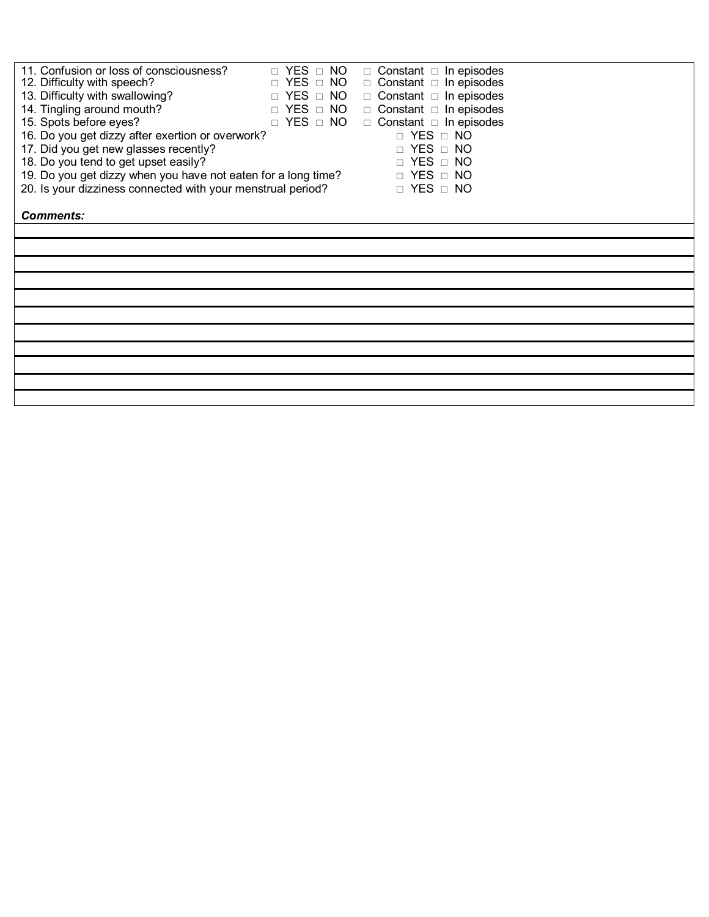11. Confusion or loss of consciousness? □ YES □ NO □ Constant □ In episodes
12. Difficulty with speech? □ YES □ NO □ Constant □ In episodes
13. Difficulty with swallowing? □ YES □ NO □ Constant □ In episodes
14. Tingling around mouth? □ YES □ NO □ Constant □ In episodes
15. Spots before eyes? □ YES □ NO □ Constant □ In episodes
16. Do you get dizzy after exertion or overwork? □ YES □ NO
17. Did you get new glasses recently? □ YES □ NO
18. Do you tend to get upset easily? □ YES □ NO
19. Do you get dizzy when you have not eaten for a long time? □ YES □ NO
20. Is your dizziness connected with your menstrual period? □ YES □ NO

***Comments:***